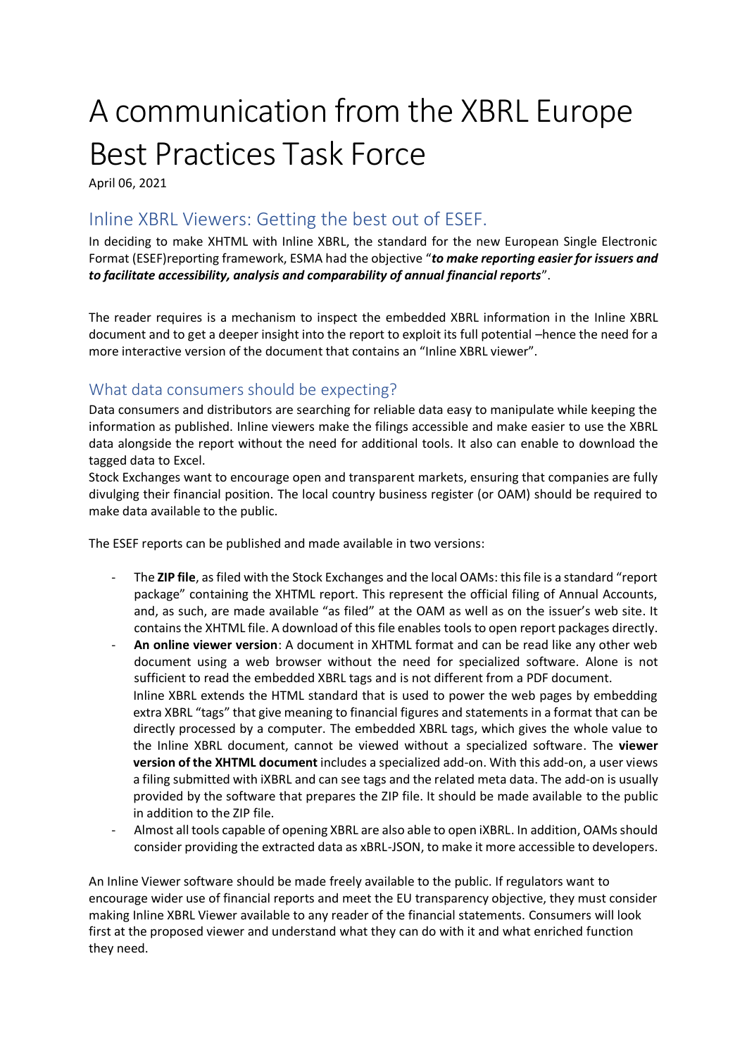# A communication from the XBRL Europe Best Practices Task Force

April 06, 2021

## Inline XBRL Viewers: Getting the best out of ESEF.

In deciding to make XHTML with Inline XBRL, the standard for the new European Single Electronic Format (ESEF)reporting framework, ESMA had the objective "***to make reporting easier for issuers and to facilitate accessibility, analysis and comparability of annual financial reports***".

The reader requires is a mechanism to inspect the embedded XBRL information in the Inline XBRL document and to get a deeper insight into the report to exploit its full potential –hence the need for a more interactive version of the document that contains an "Inline XBRL viewer".

## What data consumers should be expecting?

Data consumers and distributors are searching for reliable data easy to manipulate while keeping the information as published. Inline viewers make the filings accessible and make easier to use the XBRL data alongside the report without the need for additional tools. It also can enable to download the tagged data to Excel.

Stock Exchanges want to encourage open and transparent markets, ensuring that companies are fully divulging their financial position. The local country business register (or OAM) should be required to make data available to the public.

The ESEF reports can be published and made available in two versions:

- The **ZIP file**, as filed with the Stock Exchanges and the local OAMs: this file is a standard "report package" containing the XHTML report. This represent the official filing of Annual Accounts, and, as such, are made available "as filed" at the OAM as well as on the issuer's web site. It contains the XHTML file. A download of this file enables tools to open report packages directly.
- **An online viewer version**: A document in XHTML format and can be read like any other web document using a web browser without the need for specialized software. Alone is not sufficient to read the embedded XBRL tags and is not different from a PDF document.
  Inline XBRL extends the HTML standard that is used to power the web pages by embedding extra XBRL "tags" that give meaning to financial figures and statements in a format that can be directly processed by a computer. The embedded XBRL tags, which gives the whole value to the Inline XBRL document, cannot be viewed without a specialized software. The **viewer version of the XHTML document** includes a specialized add-on. With this add-on, a user views a filing submitted with iXBRL and can see tags and the related meta data. The add-on is usually provided by the software that prepares the ZIP file. It should be made available to the public in addition to the ZIP file.
- Almost all tools capable of opening XBRL are also able to open iXBRL. In addition, OAMs should consider providing the extracted data as xBRL-JSON, to make it more accessible to developers.

An Inline Viewer software should be made freely available to the public. If regulators want to encourage wider use of financial reports and meet the EU transparency objective, they must consider making Inline XBRL Viewer available to any reader of the financial statements. Consumers will look first at the proposed viewer and understand what they can do with it and what enriched function they need.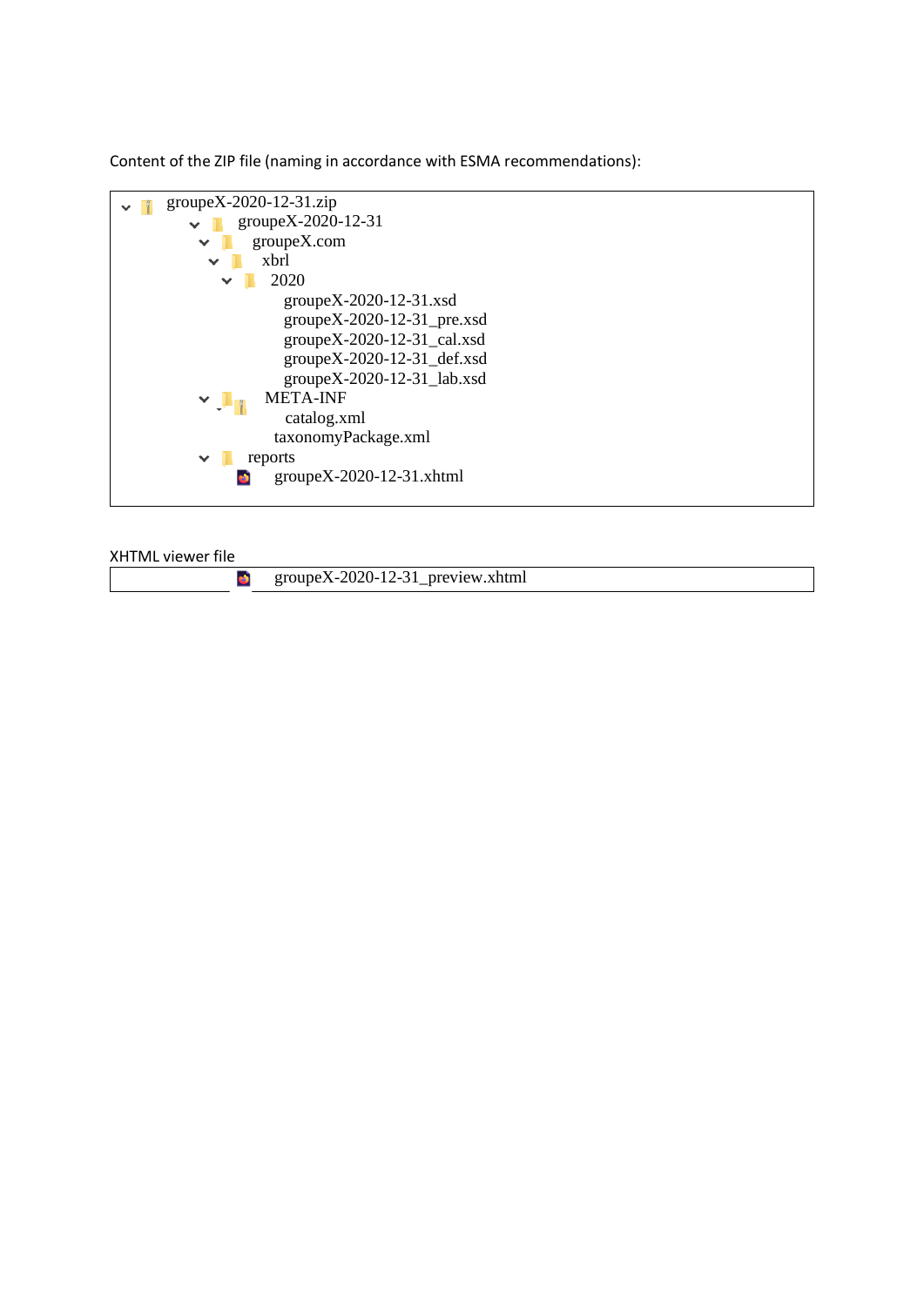Content of the ZIP file (naming in accordance with ESMA recommendations):

```
groupeX-2020-12-31.zip
    groupeX-2020-12-31
        groupeX.com
            xbrl
                2020
                    groupeX-2020-12-31.xsd
                    groupeX-2020-12-31_pre.xsd
                    groupeX-2020-12-31_cal.xsd
                    groupeX-2020-12-31_def.xsd
                    groupeX-2020-12-31_lab.xsd
        META-INF
            catalog.xml
            taxonomyPackage.xml
        reports
            groupeX-2020-12-31.xhtml
```

XHTML viewer file

```
groupeX-2020-12-31_preview.xhtml
```